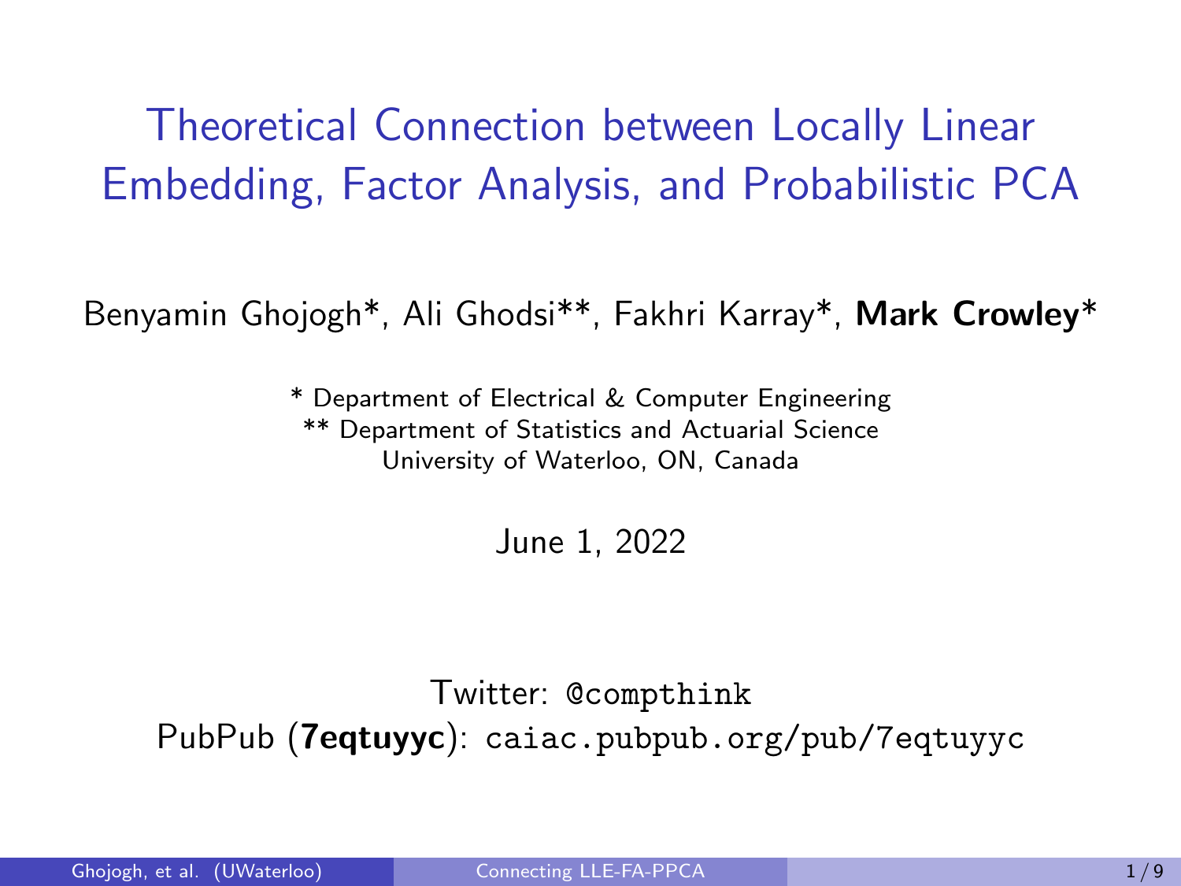# Theoretical Connection between Locally Linear Embedding, Factor Analysis, and Probabilistic PCA

Benyamin Ghojogh*, Ali Ghodsi**, Fakhri Karray*, **Mark Crowley***

* Department of Electrical & Computer Engineering
** Department of Statistics and Actuarial Science
University of Waterloo, ON, Canada

June 1, 2022

Twitter: `@compthink`
PubPub (**7eqtuyyc**): `caiac.pubpub.org/pub/7eqtuyyc`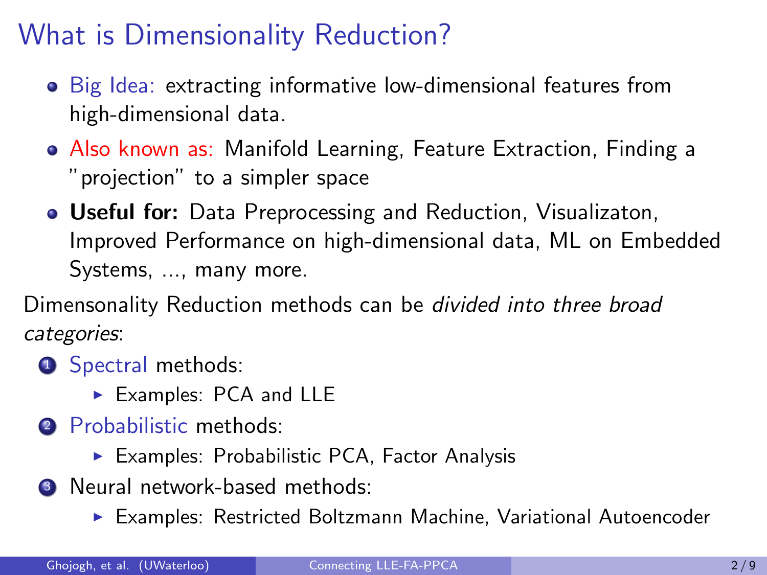# What is Dimensionality Reduction?

- Big Idea: extracting informative low-dimensional features from high-dimensional data.
- Also known as: Manifold Learning, Feature Extraction, Finding a "projection" to a simpler space
- **Useful for:** Data Preprocessing and Reduction, Visualizaton, Improved Performance on high-dimensional data, ML on Embedded Systems, ..., many more.

Dimensonality Reduction methods can be *divided into three broad categories*:

1. Spectral methods:
   - Examples: PCA and LLE
2. Probabilistic methods:
   - Examples: Probabilistic PCA, Factor Analysis
3. Neural network-based methods:
   - Examples: Restricted Boltzmann Machine, Variational Autoencoder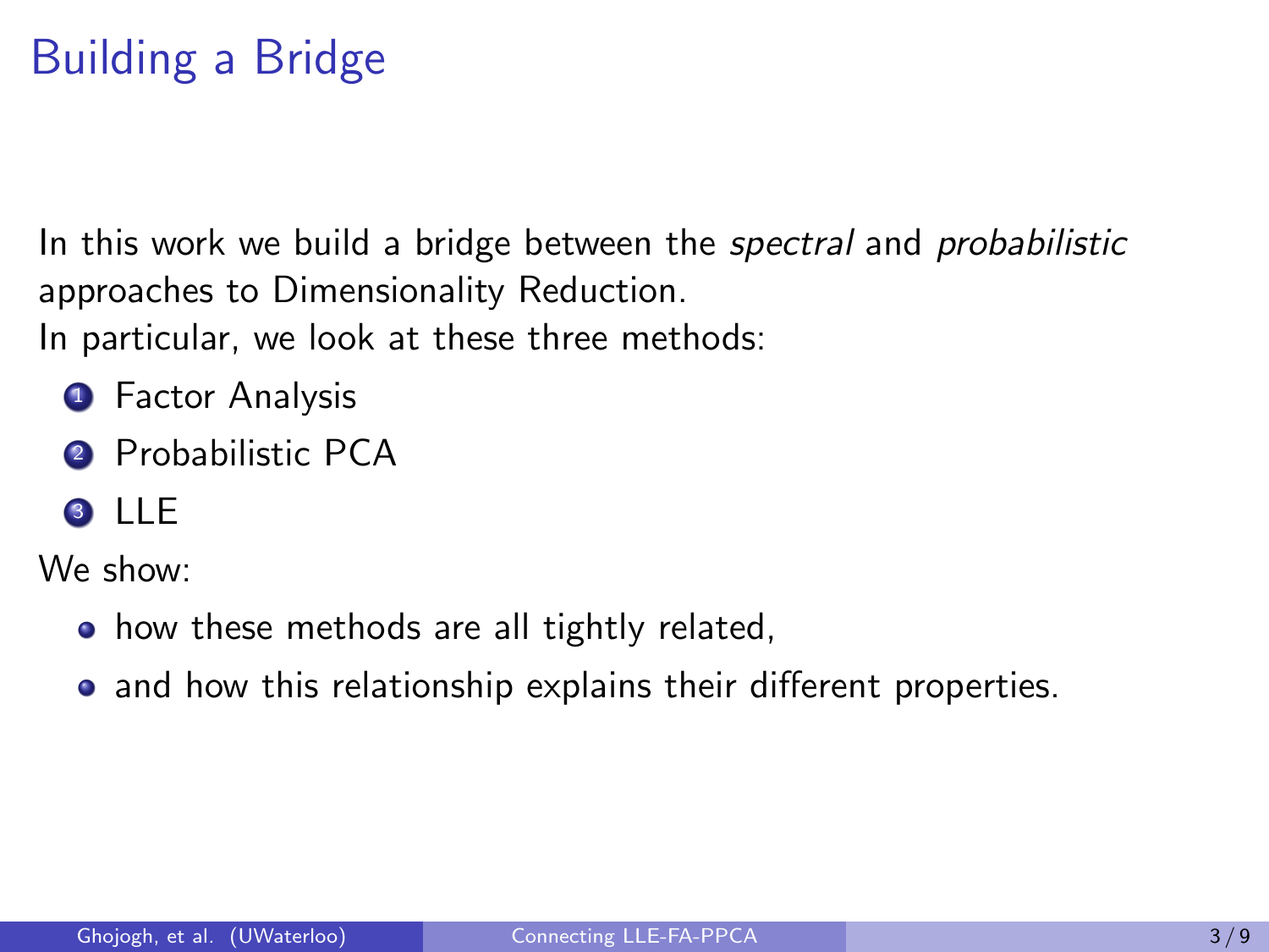# Building a Bridge

In this work we build a bridge between the *spectral* and *probabilistic* approaches to Dimensionality Reduction.
In particular, we look at these three methods:

1. Factor Analysis
2. Probabilistic PCA
3. LLE

We show:

- how these methods are all tightly related,
- and how this relationship explains their different properties.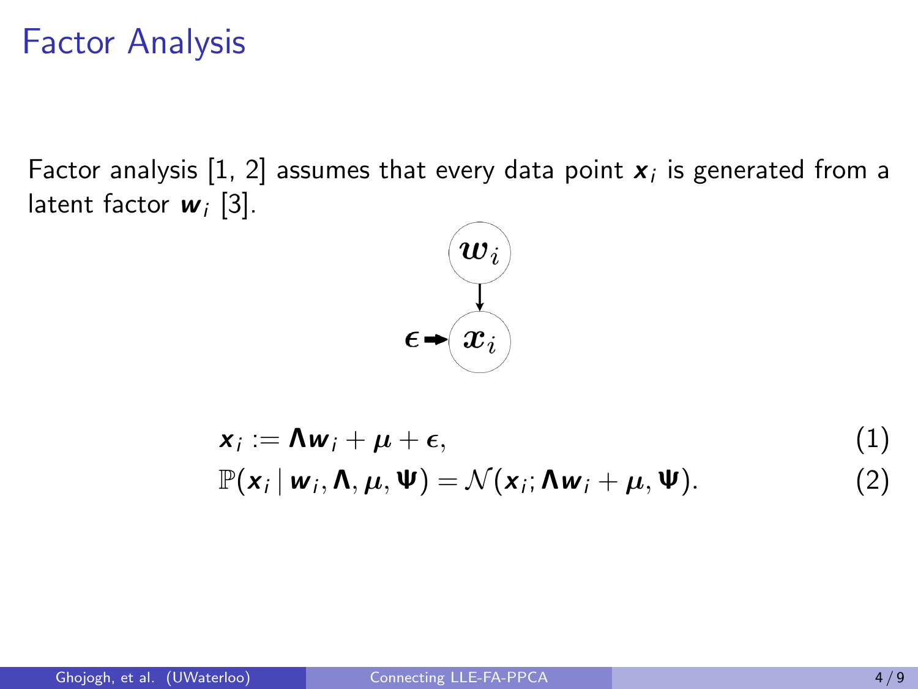# Factor Analysis

Factor analysis [1, 2] assumes that every data point $\boldsymbol{x}_i$ is generated from a latent factor $\boldsymbol{w}_i$ [3].

$$\boldsymbol{x}_i := \boldsymbol{\Lambda} \boldsymbol{w}_i + \boldsymbol{\mu} + \boldsymbol{\epsilon}, \tag{1}$$

$$\mathbb{P}(\boldsymbol{x}_i \,|\, \boldsymbol{w}_i, \boldsymbol{\Lambda}, \boldsymbol{\mu}, \boldsymbol{\Psi}) = \mathcal{N}(\boldsymbol{x}_i; \boldsymbol{\Lambda} \boldsymbol{w}_i + \boldsymbol{\mu}, \boldsymbol{\Psi}). \tag{2}$$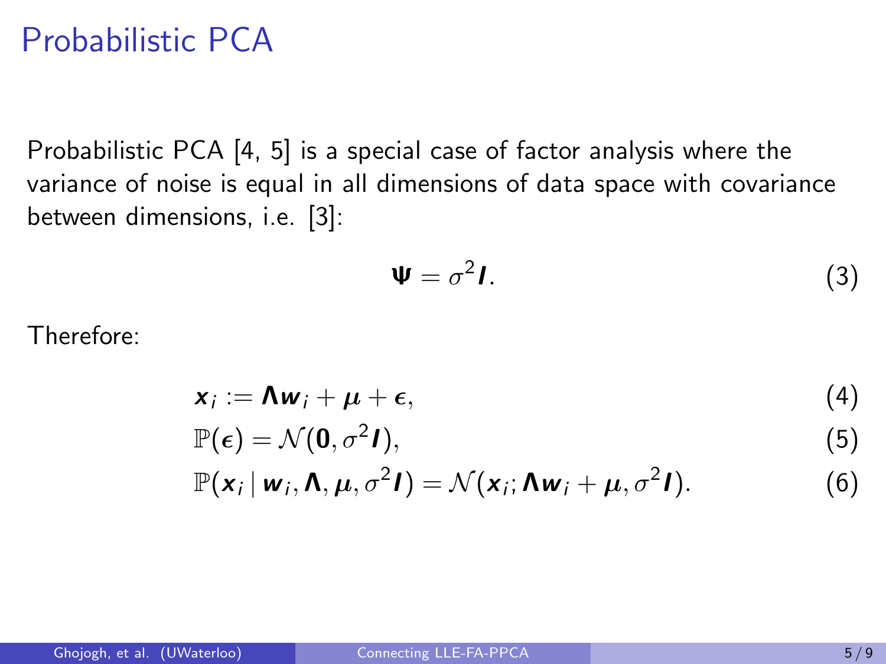# Probabilistic PCA

Probabilistic PCA [4, 5] is a special case of factor analysis where the variance of noise is equal in all dimensions of data space with covariance between dimensions, i.e. [3]:

$$\boldsymbol{\Psi} = \sigma^2 \boldsymbol{I}. \tag{3}$$

Therefore:

$$\boldsymbol{x}_i := \boldsymbol{\Lambda} \boldsymbol{w}_i + \boldsymbol{\mu} + \boldsymbol{\epsilon}, \tag{4}$$

$$\mathbb{P}(\boldsymbol{\epsilon}) = \mathcal{N}(\boldsymbol{0}, \sigma^2 \boldsymbol{I}), \tag{5}$$

$$\mathbb{P}(\boldsymbol{x}_i \,|\, \boldsymbol{w}_i, \boldsymbol{\Lambda}, \boldsymbol{\mu}, \sigma^2 \boldsymbol{I}) = \mathcal{N}(\boldsymbol{x}_i; \boldsymbol{\Lambda} \boldsymbol{w}_i + \boldsymbol{\mu}, \sigma^2 \boldsymbol{I}). \tag{6}$$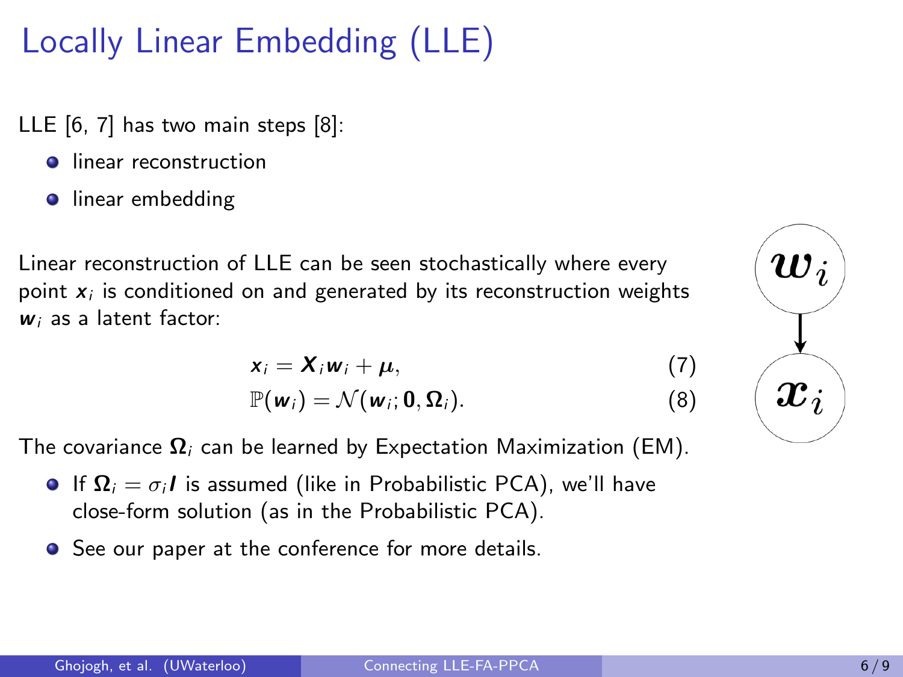# Locally Linear Embedding (LLE)

LLE [6, 7] has two main steps [8]:

- linear reconstruction
- linear embedding

Linear reconstruction of LLE can be seen stochastically where every point $\boldsymbol{x}_i$ is conditioned on and generated by its reconstruction weights $\boldsymbol{w}_i$ as a latent factor:

$$\boldsymbol{x}_i = \boldsymbol{X}_i \boldsymbol{w}_i + \boldsymbol{\mu}, \tag{7}$$

$$\mathbb{P}(\boldsymbol{w}_i) = \mathcal{N}(\boldsymbol{w}_i; \boldsymbol{0}, \boldsymbol{\Omega}_i). \tag{8}$$

The covariance $\boldsymbol{\Omega}_i$ can be learned by Expectation Maximization (EM).

- If $\boldsymbol{\Omega}_i = \sigma_i \boldsymbol{I}$ is assumed (like in Probabilistic PCA), we'll have close-form solution (as in the Probabilistic PCA).
- See our paper at the conference for more details.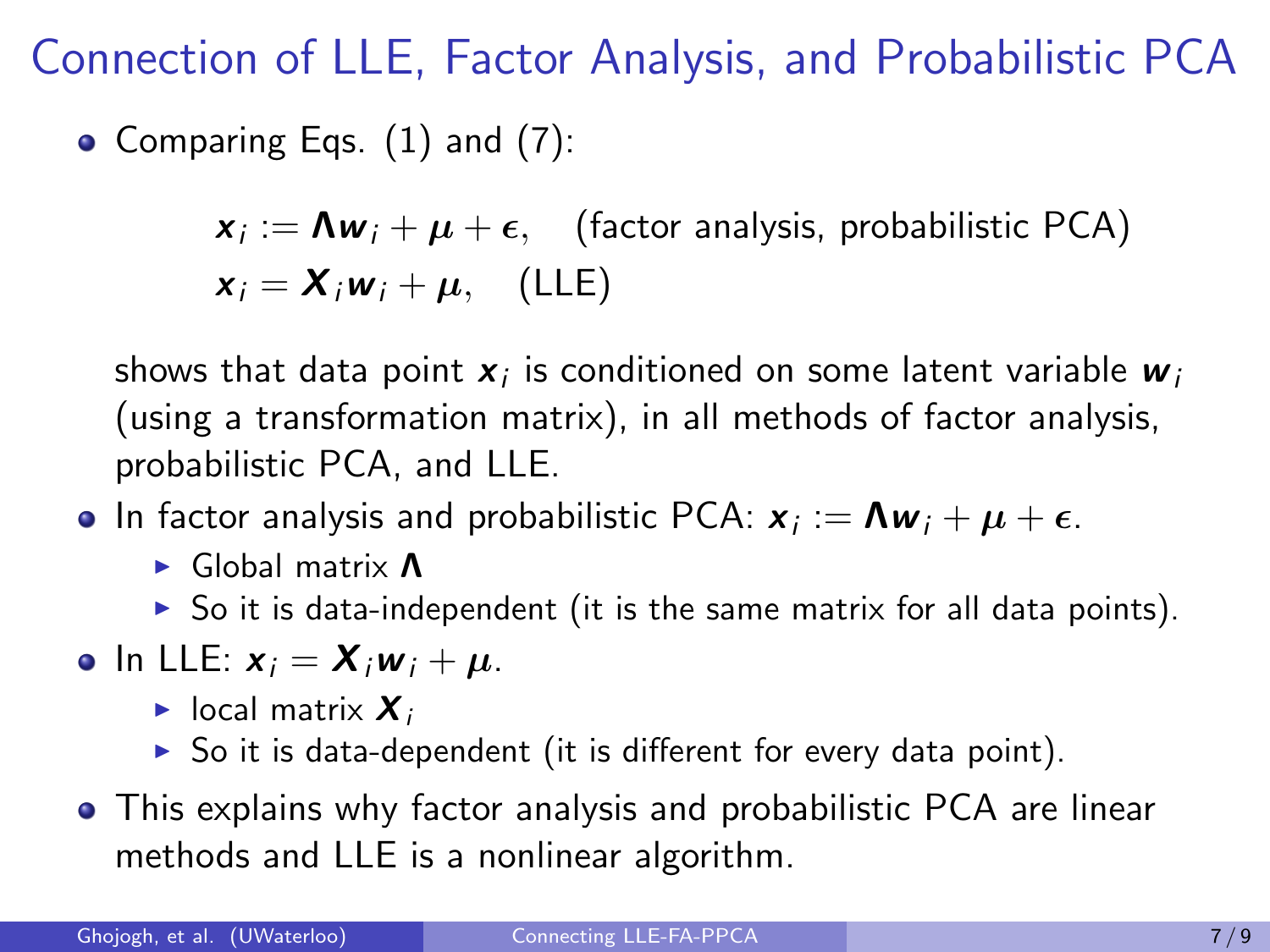# Connection of LLE, Factor Analysis, and Probabilistic PCA

- Comparing Eqs. (1) and (7):

$$\boldsymbol{x}_i := \boldsymbol{\Lambda} \boldsymbol{w}_i + \boldsymbol{\mu} + \boldsymbol{\epsilon}, \quad \text{(factor analysis, probabilistic PCA)}$$
$$\boldsymbol{x}_i = \boldsymbol{X}_i \boldsymbol{w}_i + \boldsymbol{\mu}, \quad \text{(LLE)}$$

  shows that data point $\boldsymbol{x}_i$ is conditioned on some latent variable $\boldsymbol{w}_i$ (using a transformation matrix), in all methods of factor analysis, probabilistic PCA, and LLE.

- In factor analysis and probabilistic PCA: $\boldsymbol{x}_i := \boldsymbol{\Lambda} \boldsymbol{w}_i + \boldsymbol{\mu} + \boldsymbol{\epsilon}$.
  - Global matrix $\boldsymbol{\Lambda}$
  - So it is data-independent (it is the same matrix for all data points).
- In LLE: $\boldsymbol{x}_i = \boldsymbol{X}_i \boldsymbol{w}_i + \boldsymbol{\mu}$.
  - local matrix $\boldsymbol{X}_i$
  - So it is data-dependent (it is different for every data point).
- This explains why factor analysis and probabilistic PCA are linear methods and LLE is a nonlinear algorithm.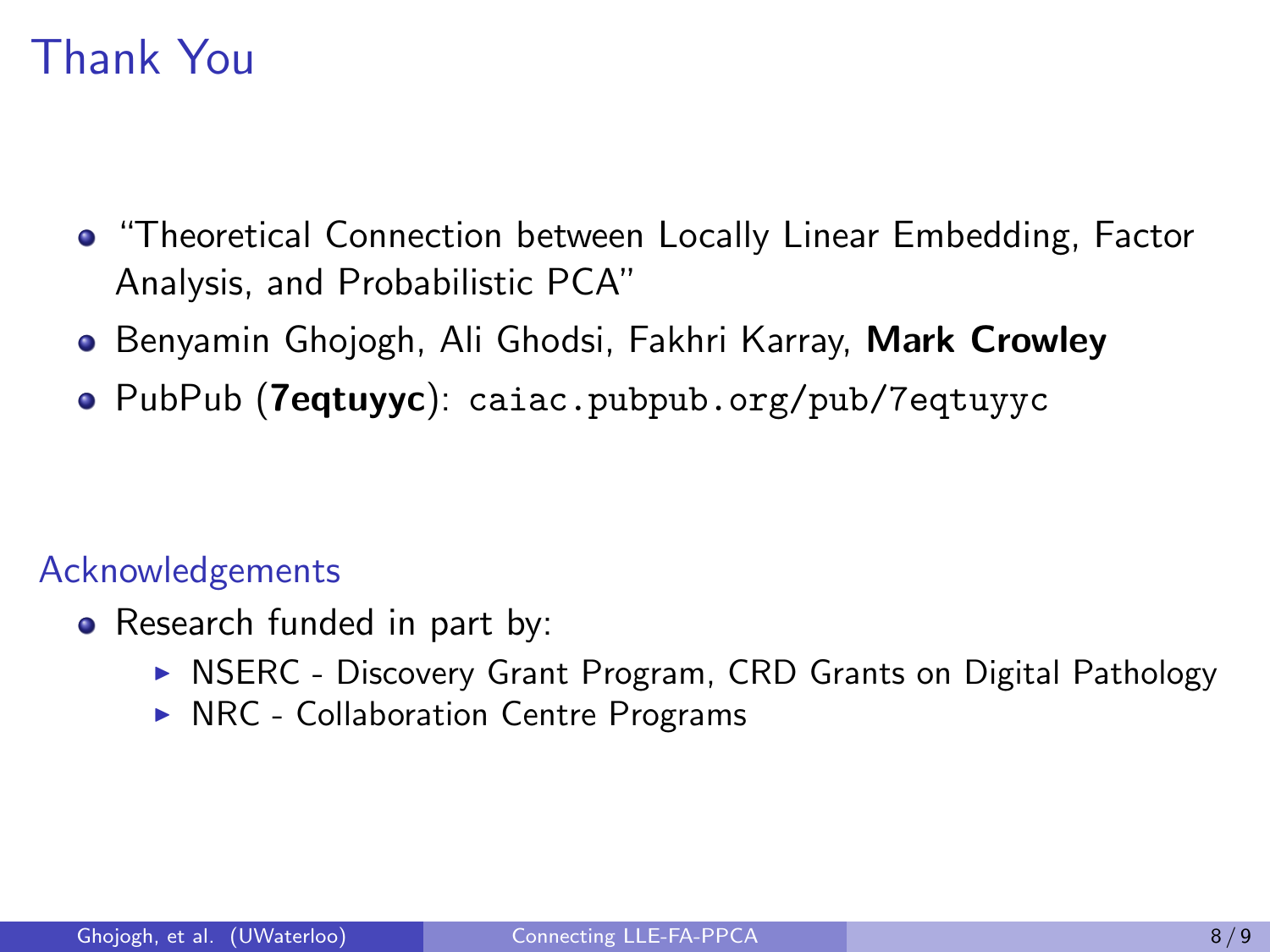# Thank You

- "Theoretical Connection between Locally Linear Embedding, Factor Analysis, and Probabilistic PCA"
- Benyamin Ghojogh, Ali Ghodsi, Fakhri Karray, **Mark Crowley**
- PubPub (**7eqtuyyc**): `caiac.pubpub.org/pub/7eqtuyyc`

## Acknowledgements

- Research funded in part by:
  - NSERC - Discovery Grant Program, CRD Grants on Digital Pathology
  - NRC - Collaboration Centre Programs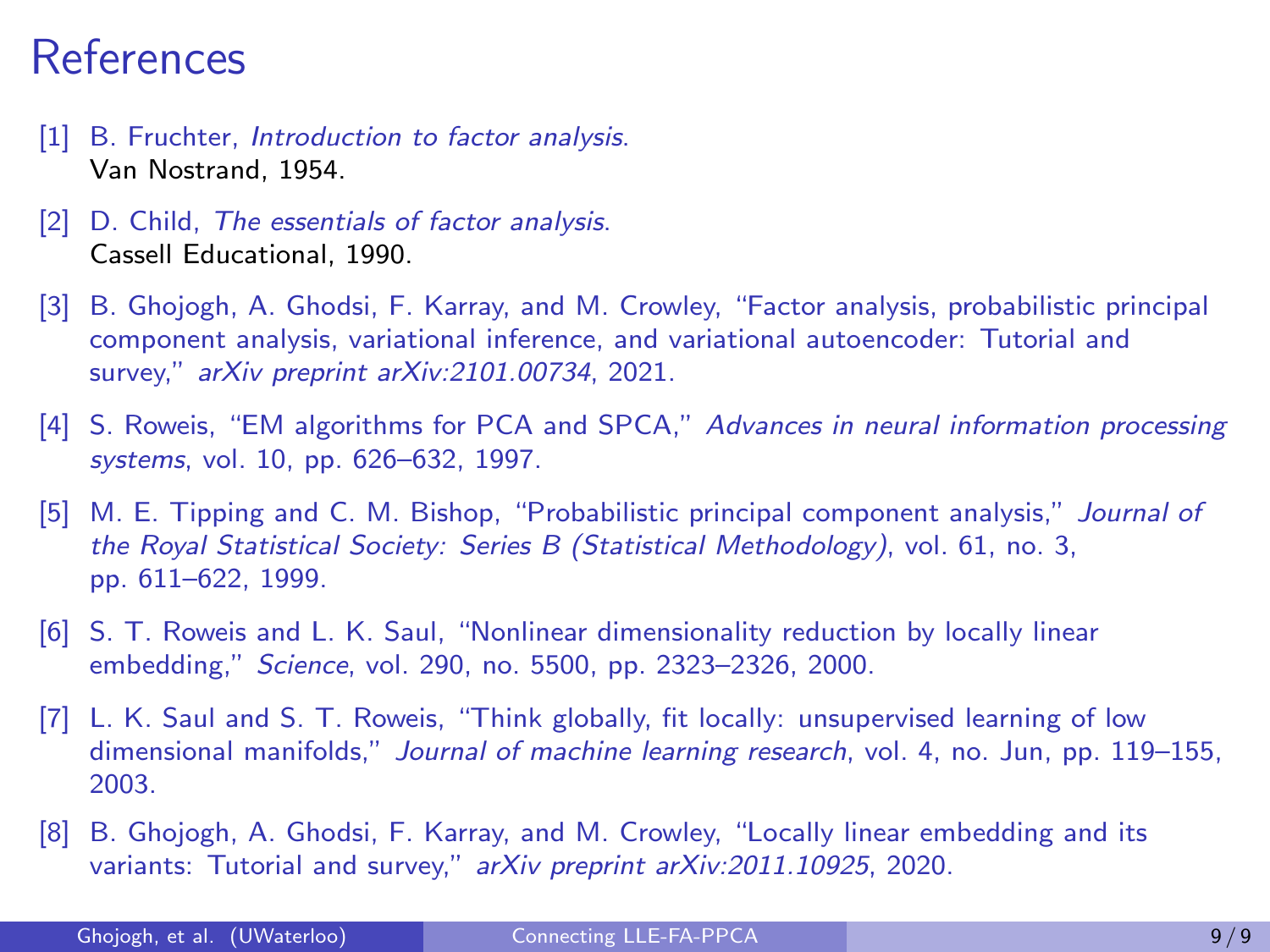# References

[1] B. Fruchter, *Introduction to factor analysis*. Van Nostrand, 1954.

[2] D. Child, *The essentials of factor analysis*. Cassell Educational, 1990.

[3] B. Ghojogh, A. Ghodsi, F. Karray, and M. Crowley, "Factor analysis, probabilistic principal component analysis, variational inference, and variational autoencoder: Tutorial and survey," *arXiv preprint arXiv:2101.00734*, 2021.

[4] S. Roweis, "EM algorithms for PCA and SPCA," *Advances in neural information processing systems*, vol. 10, pp. 626–632, 1997.

[5] M. E. Tipping and C. M. Bishop, "Probabilistic principal component analysis," *Journal of the Royal Statistical Society: Series B (Statistical Methodology)*, vol. 61, no. 3, pp. 611–622, 1999.

[6] S. T. Roweis and L. K. Saul, "Nonlinear dimensionality reduction by locally linear embedding," *Science*, vol. 290, no. 5500, pp. 2323–2326, 2000.

[7] L. K. Saul and S. T. Roweis, "Think globally, fit locally: unsupervised learning of low dimensional manifolds," *Journal of machine learning research*, vol. 4, no. Jun, pp. 119–155, 2003.

[8] B. Ghojogh, A. Ghodsi, F. Karray, and M. Crowley, "Locally linear embedding and its variants: Tutorial and survey," *arXiv preprint arXiv:2011.10925*, 2020.